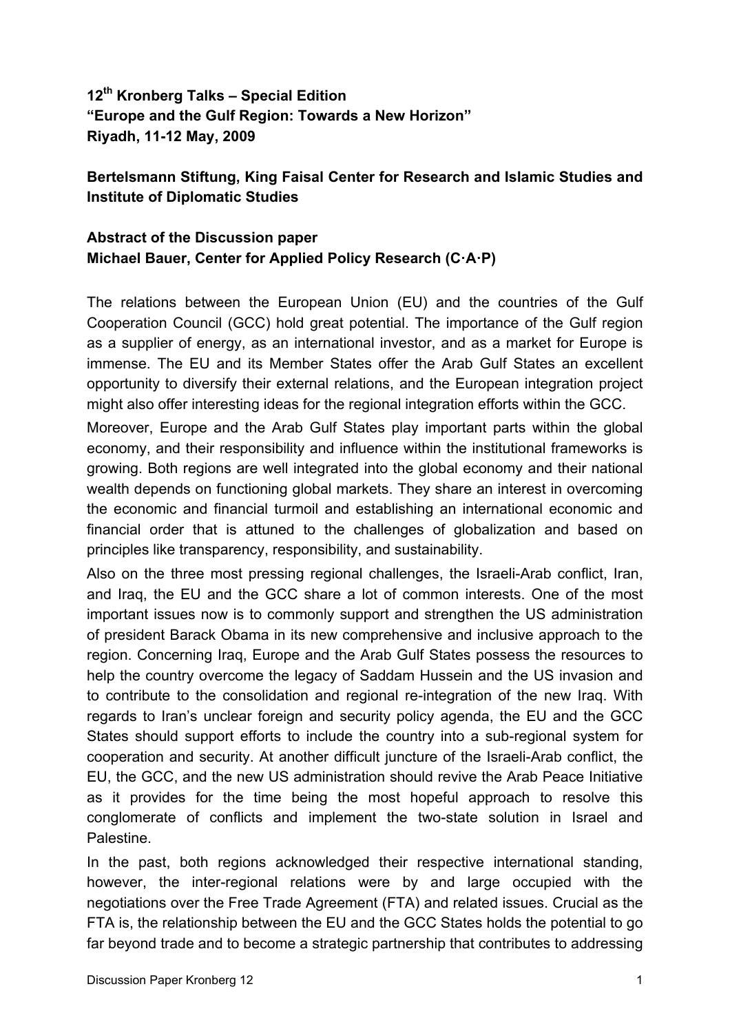**12th Kronberg Talks – Special Edition**
**"Europe and the Gulf Region: Towards a New Horizon"**
**Riyadh, 11-12 May, 2009**

**Bertelsmann Stiftung, King Faisal Center for Research and Islamic Studies and Institute of Diplomatic Studies**

**Abstract of the Discussion paper**
**Michael Bauer, Center for Applied Policy Research (C·A·P)**

The relations between the European Union (EU) and the countries of the Gulf Cooperation Council (GCC) hold great potential. The importance of the Gulf region as a supplier of energy, as an international investor, and as a market for Europe is immense. The EU and its Member States offer the Arab Gulf States an excellent opportunity to diversify their external relations, and the European integration project might also offer interesting ideas for the regional integration efforts within the GCC.

Moreover, Europe and the Arab Gulf States play important parts within the global economy, and their responsibility and influence within the institutional frameworks is growing. Both regions are well integrated into the global economy and their national wealth depends on functioning global markets. They share an interest in overcoming the economic and financial turmoil and establishing an international economic and financial order that is attuned to the challenges of globalization and based on principles like transparency, responsibility, and sustainability.

Also on the three most pressing regional challenges, the Israeli-Arab conflict, Iran, and Iraq, the EU and the GCC share a lot of common interests. One of the most important issues now is to commonly support and strengthen the US administration of president Barack Obama in its new comprehensive and inclusive approach to the region. Concerning Iraq, Europe and the Arab Gulf States possess the resources to help the country overcome the legacy of Saddam Hussein and the US invasion and to contribute to the consolidation and regional re-integration of the new Iraq. With regards to Iran's unclear foreign and security policy agenda, the EU and the GCC States should support efforts to include the country into a sub-regional system for cooperation and security. At another difficult juncture of the Israeli-Arab conflict, the EU, the GCC, and the new US administration should revive the Arab Peace Initiative as it provides for the time being the most hopeful approach to resolve this conglomerate of conflicts and implement the two-state solution in Israel and Palestine.

In the past, both regions acknowledged their respective international standing, however, the inter-regional relations were by and large occupied with the negotiations over the Free Trade Agreement (FTA) and related issues. Crucial as the FTA is, the relationship between the EU and the GCC States holds the potential to go far beyond trade and to become a strategic partnership that contributes to addressing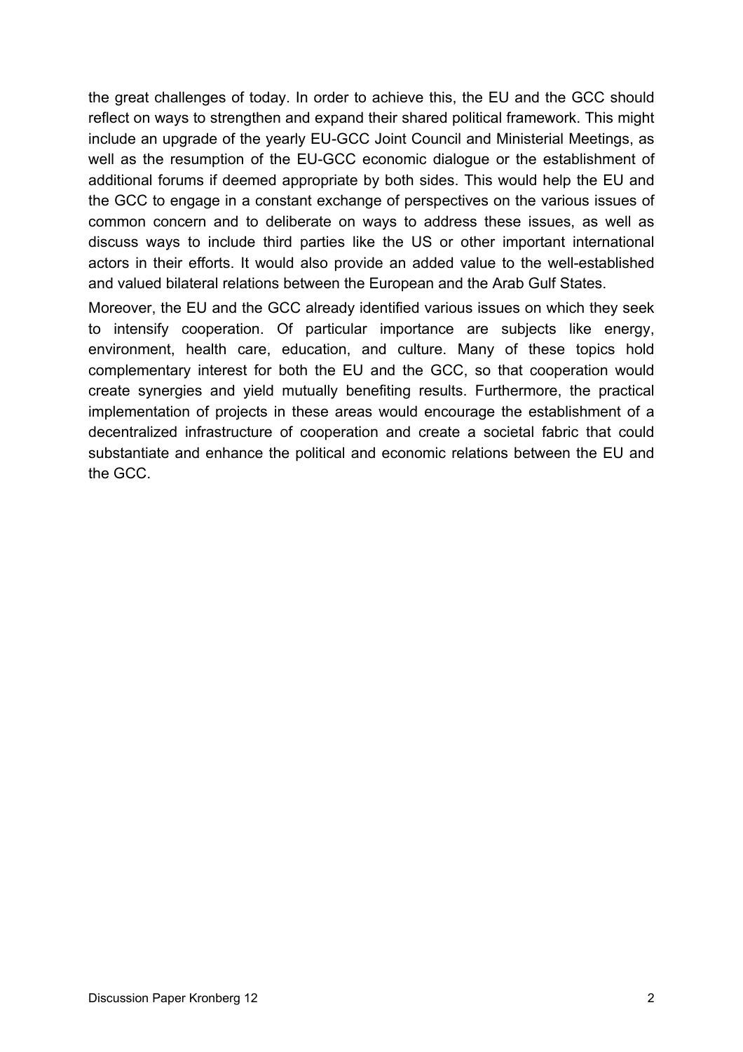the great challenges of today. In order to achieve this, the EU and the GCC should reflect on ways to strengthen and expand their shared political framework. This might include an upgrade of the yearly EU-GCC Joint Council and Ministerial Meetings, as well as the resumption of the EU-GCC economic dialogue or the establishment of additional forums if deemed appropriate by both sides. This would help the EU and the GCC to engage in a constant exchange of perspectives on the various issues of common concern and to deliberate on ways to address these issues, as well as discuss ways to include third parties like the US or other important international actors in their efforts. It would also provide an added value to the well-established and valued bilateral relations between the European and the Arab Gulf States.

Moreover, the EU and the GCC already identified various issues on which they seek to intensify cooperation. Of particular importance are subjects like energy, environment, health care, education, and culture. Many of these topics hold complementary interest for both the EU and the GCC, so that cooperation would create synergies and yield mutually benefiting results. Furthermore, the practical implementation of projects in these areas would encourage the establishment of a decentralized infrastructure of cooperation and create a societal fabric that could substantiate and enhance the political and economic relations between the EU and the GCC.